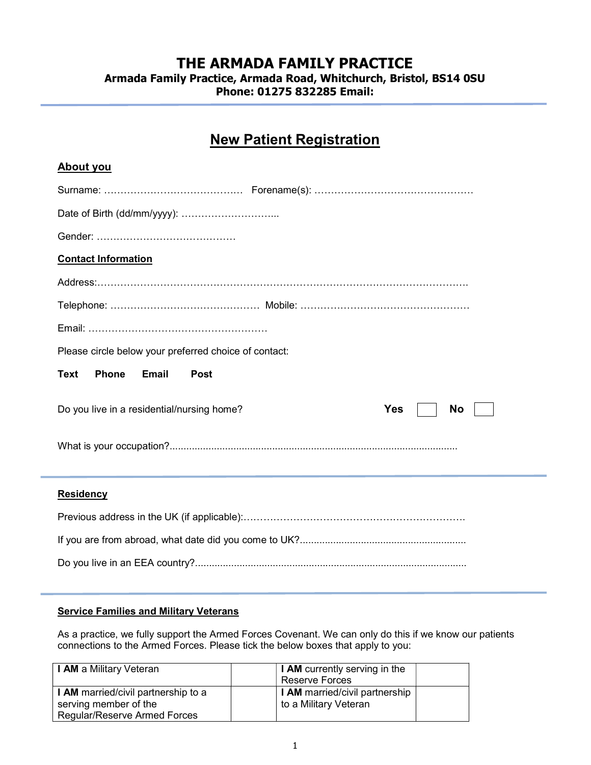# THE ARMADA FAMILY PRACTICE

**Armada Family Practice, Armada Road, Whitchurch, Bristol, BS14 0SU**
**Phone: 01275 832285 Email:**

## New Patient Registration

### About you

Surname: …………………………………… Forename(s): …………………………………………

Date of Birth (dd/mm/yyyy): ………………………...

Gender: ……………………………………

### Contact Information

Address:…………………………………………………………………………………………………….

Telephone: ……………………………………… Mobile: ……………………………………………

Email: ………………………………………………

Please circle below your preferred choice of contact:

**Text** **Phone** **Email** **Post**

Do you live in a residential/nursing home? **Yes** ☐ **No** ☐

What is your occupation?......................................................................................................

### Residency

Previous address in the UK (if applicable):………………………………………………………….

If you are from abroad, what date did you come to UK?...........................................................

Do you live in an EEA country?.................................................................................................

### Service Families and Military Veterans

As a practice, we fully support the Armed Forces Covenant. We can only do this if we know our patients connections to the Armed Forces. Please tick the below boxes that apply to you:

| | | | |
|---|---|---|---|
| **I AM** a Military Veteran | | **I AM** currently serving in the Reserve Forces | |
| **I AM** married/civil partnership to a serving member of the Regular/Reserve Armed Forces | | **I AM** married/civil partnership to a Military Veteran | |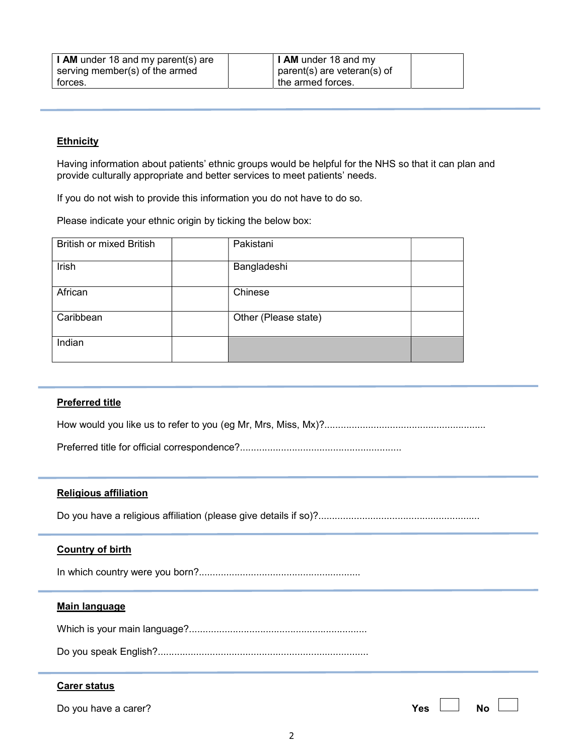| | | | |
|---|---|---|---|
| **I AM** under 18 and my parent(s) are serving member(s) of the armed forces. | | **I AM** under 18 and my parent(s) are veteran(s) of the armed forces. | |

---

**Ethnicity**

Having information about patients' ethnic groups would be helpful for the NHS so that it can plan and provide culturally appropriate and better services to meet patients' needs.

If you do not wish to provide this information you do not have to do so.

Please indicate your ethnic origin by ticking the below box:

| | | | |
|---|---|---|---|
| British or mixed British | | Pakistani | |
| Irish | | Bangladeshi | |
| African | | Chinese | |
| Caribbean | | Other (Please state) | |
| Indian | | | |

---

**Preferred title**

How would you like us to refer to you (eg Mr, Mrs, Miss, Mx)?...........................................................

Preferred title for official correspondence?...........................................................

---

**Religious affiliation**

Do you have a religious affiliation (please give details if so)?...........................................................

---

**Country of birth**

In which country were you born?...........................................................

---

**Main language**

Which is your main language?.................................................................

Do you speak English?.............................................................................

---

**Carer status**

Do you have a carer? **Yes** ☐ **No** ☐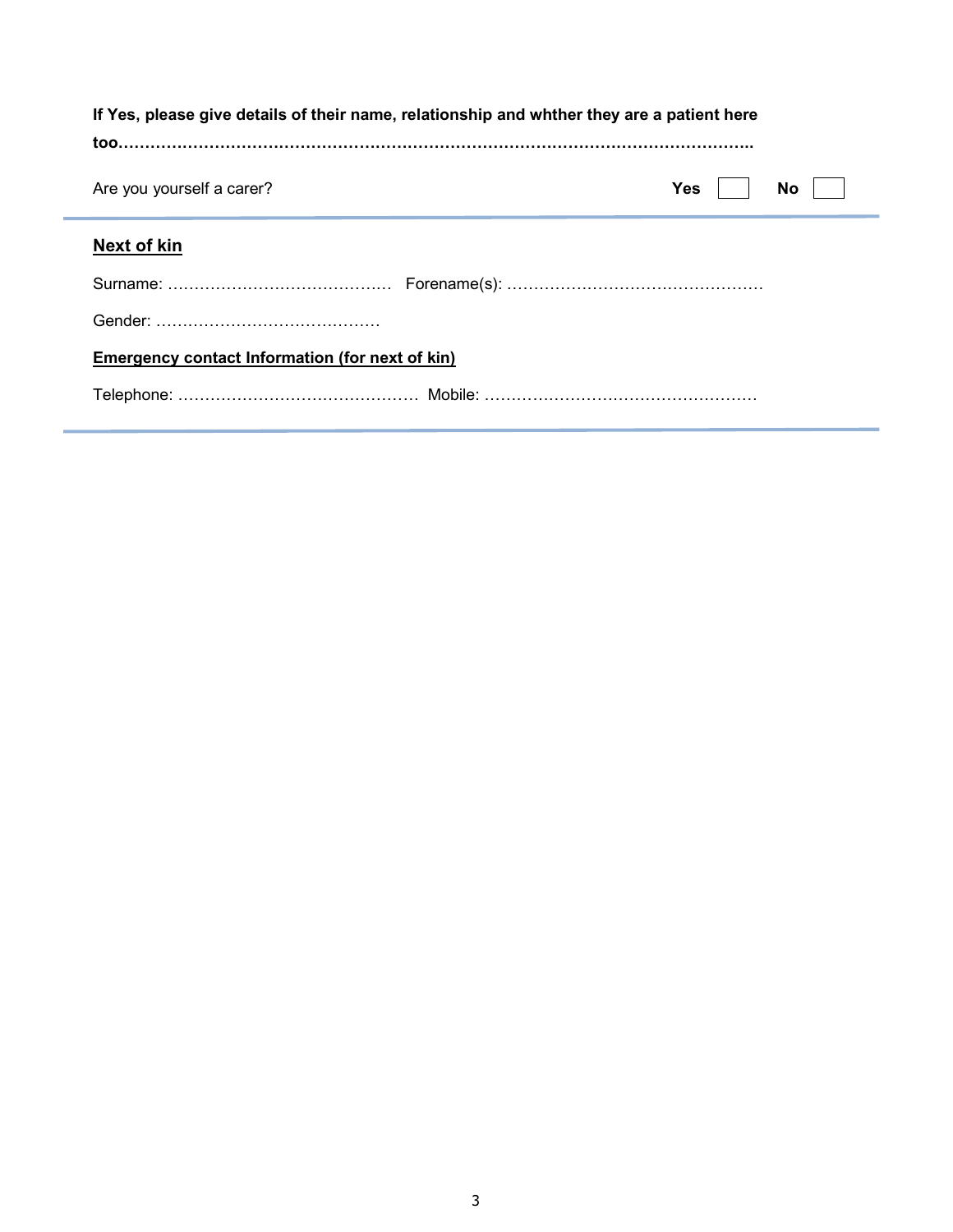**If Yes, please give details of their name, relationship and whther they are a patient here too……………………………………………………………………………………………………………..**

Are you yourself a carer? **Yes** ☐ **No** ☐

---

**<u>Next of kin</u>**

Surname: ……………………………………. Forename(s): …………………………………………

Gender: ……………………………………

**<u>Emergency contact Information (for next of kin)</u>**

Telephone: ……………………………………… Mobile: ……………………………………………

---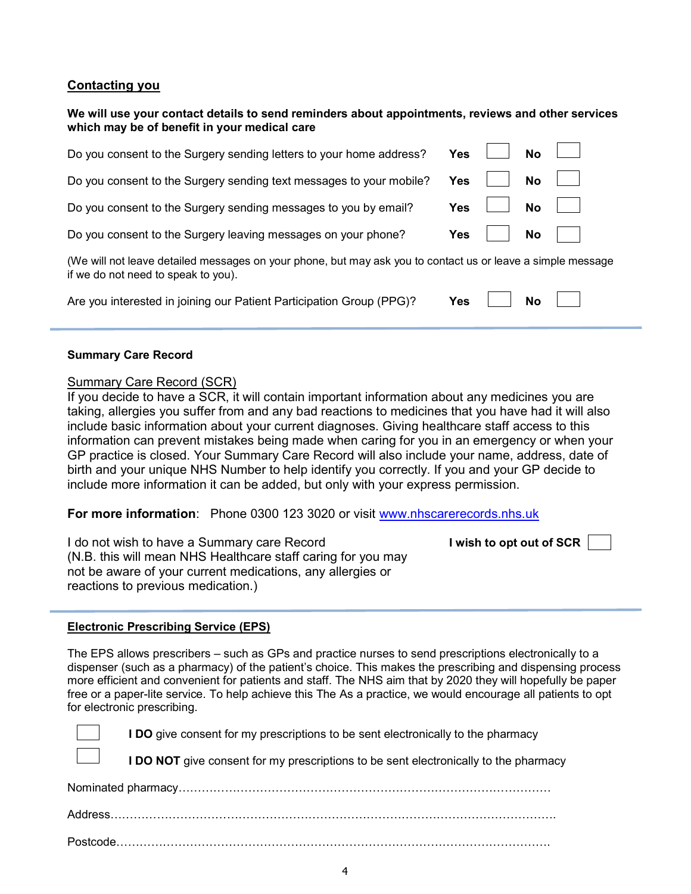## Contacting you

**We will use your contact details to send reminders about appointments, reviews and other services which may be of benefit in your medical care**

| | | | | |
|---|---|---|---|---|
| Do you consent to the Surgery sending letters to your home address? | **Yes** | ☐ | **No** | ☐ |
| Do you consent to the Surgery sending text messages to your mobile? | **Yes** | ☐ | **No** | ☐ |
| Do you consent to the Surgery sending messages to you by email? | **Yes** | ☐ | **No** | ☐ |
| Do you consent to the Surgery leaving messages on your phone? | **Yes** | ☐ | **No** | ☐ |

(We will not leave detailed messages on your phone, but may ask you to contact us or leave a simple message if we do not need to speak to you).

| | | | | |
|---|---|---|---|---|
| Are you interested in joining our Patient Participation Group (PPG)? | **Yes** | ☐ | **No** | ☐ |

---

### Summary Care Record

Summary Care Record (SCR)

If you decide to have a SCR, it will contain important information about any medicines you are taking, allergies you suffer from and any bad reactions to medicines that you have had it will also include basic information about your current diagnoses. Giving healthcare staff access to this information can prevent mistakes being made when caring for you in an emergency or when your GP practice is closed. Your Summary Care Record will also include your name, address, date of birth and your unique NHS Number to help identify you correctly. If you and your GP decide to include more information it can be added, but only with your express permission.

**For more information**: Phone 0300 123 3020 or visit www.nhscarerecords.nhs.uk

I do not wish to have a Summary care Record (N.B. this will mean NHS Healthcare staff caring for you may not be aware of your current medications, any allergies or reactions to previous medication.)

**I wish to opt out of SCR** ☐

---

## Electronic Prescribing Service (EPS)

The EPS allows prescribers – such as GPs and practice nurses to send prescriptions electronically to a dispenser (such as a pharmacy) of the patient's choice. This makes the prescribing and dispensing process more efficient and convenient for patients and staff. The NHS aim that by 2020 they will hopefully be paper free or a paper-lite service. To help achieve this The As a practice, we would encourage all patients to opt for electronic prescribing.

☐ **I DO** give consent for my prescriptions to be sent electronically to the pharmacy

☐ **I DO NOT** give consent for my prescriptions to be sent electronically to the pharmacy

Nominated pharmacy…………………………………………………………………………………

Address…………………………………………………………………………………………………….

Postcode……………………………………………………………………………………………….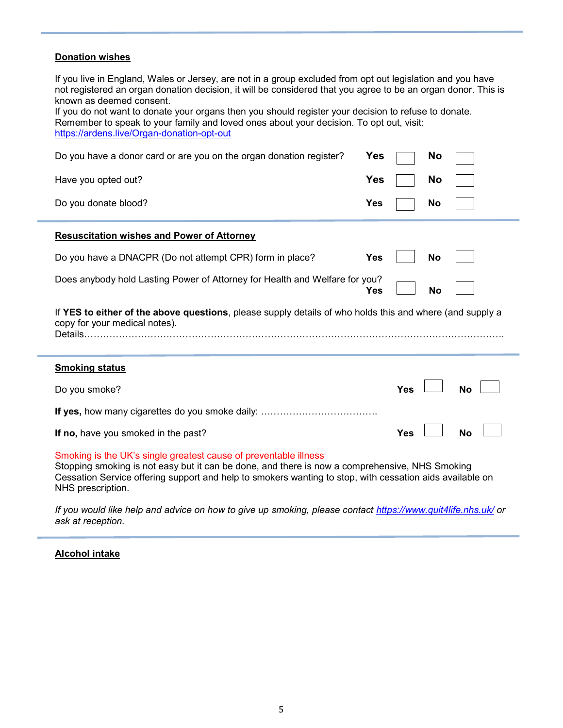**Donation wishes**

If you live in England, Wales or Jersey, are not in a group excluded from opt out legislation and you have not registered an organ donation decision, it will be considered that you agree to be an organ donor. This is known as deemed consent.
If you do not want to donate your organs then you should register your decision to refuse to donate. Remember to speak to your family and loved ones about your decision. To opt out, visit: https://ardens.live/Organ-donation-opt-out

| | | | | |
|---|---|---|---|---|
| Do you have a donor card or are you on the organ donation register? | **Yes** | ☐ | **No** | ☐ |
| Have you opted out? | **Yes** | ☐ | **No** | ☐ |
| Do you donate blood? | **Yes** | ☐ | **No** | ☐ |

**Resuscitation wishes and Power of Attorney**

| | | | | |
|---|---|---|---|---|
| Do you have a DNACPR (Do not attempt CPR) form in place? | **Yes** | ☐ | **No** | ☐ |
| Does anybody hold Lasting Power of Attorney for Health and Welfare for you? | **Yes** | ☐ | **No** | ☐ |

If **YES to either of the above questions**, please supply details of who holds this and where (and supply a copy for your medical notes).
Details……………………………………………………………………………………………………………….

**Smoking status**

Do you smoke? **Yes** ☐ **No** ☐

**If yes,** how many cigarettes do you smoke daily: ………………………………

**If no,** have you smoked in the past? **Yes** ☐ **No** ☐

Smoking is the UK's single greatest cause of preventable illness
Stopping smoking is not easy but it can be done, and there is now a comprehensive, NHS Smoking Cessation Service offering support and help to smokers wanting to stop, with cessation aids available on NHS prescription.

*If you would like help and advice on how to give up smoking, please contact https://www.quit4life.nhs.uk/ or ask at reception.*

**Alcohol intake**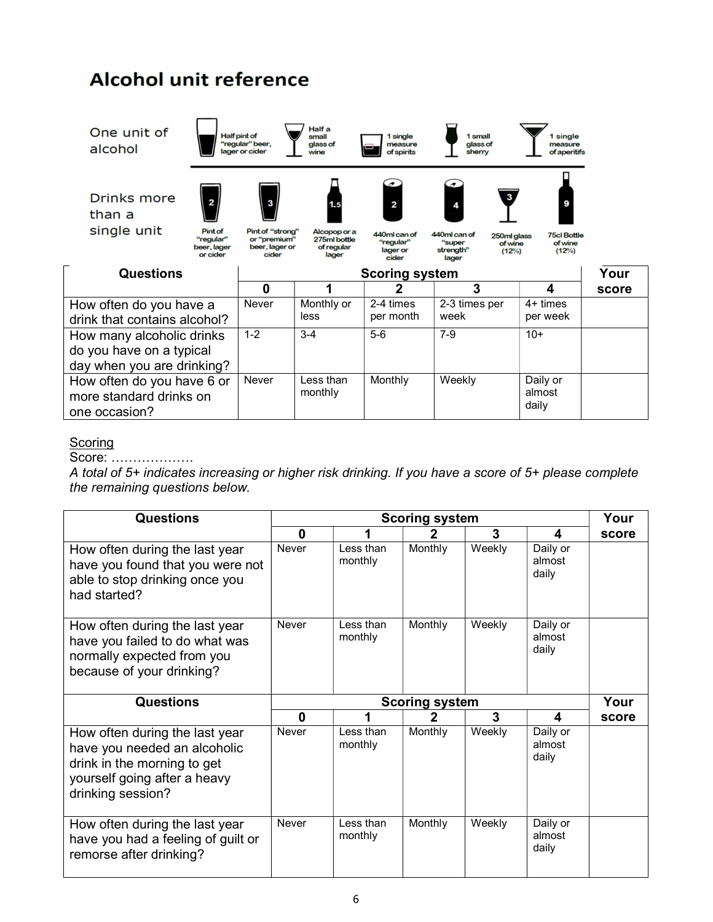## Alcohol unit reference

One unit of alcohol

Half pint of "regular" beer, lager or cider

Half a small glass of wine

1 single measure of spirits

1 small glass of sherry

1 single measure of aperitifs

Drinks more than a single unit

2 Pint of "regular" beer, lager or cider

3 Pint of "strong" or "premium" beer, lager or cider

1.5 Alcopop or a 275ml bottle of regular lager

2 440ml can of "regular" lager or cider

4 440ml can of "super strength" lager

3 250ml glass of wine (12%)

9 75cl Bottle of wine (12%)

| Questions | Scoring system | | | | | Your score |
|---|---|---|---|---|---|---|
| | 0 | 1 | 2 | 3 | 4 | |
| How often do you have a drink that contains alcohol? | Never | Monthly or less | 2-4 times per month | 2-3 times per week | 4+ times per week | |
| How many alcoholic drinks do you have on a typical day when you are drinking? | 1-2 | 3-4 | 5-6 | 7-9 | 10+ | |
| How often do you have 6 or more standard drinks on one occasion? | Never | Less than monthly | Monthly | Weekly | Daily or almost daily | |

Scoring

Score: ……………….

*A total of 5+ indicates increasing or higher risk drinking. If you have a score of 5+ please complete the remaining questions below.*

| Questions | Scoring system | | | | | Your score |
|---|---|---|---|---|---|---|
| | 0 | 1 | 2 | 3 | 4 | |
| How often during the last year have you found that you were not able to stop drinking once you had started? | Never | Less than monthly | Monthly | Weekly | Daily or almost daily | |
| How often during the last year have you failed to do what was normally expected from you because of your drinking? | Never | Less than monthly | Monthly | Weekly | Daily or almost daily | |
| How often during the last year have you needed an alcoholic drink in the morning to get yourself going after a heavy drinking session? | Never | Less than monthly | Monthly | Weekly | Daily or almost daily | |
| How often during the last year have you had a feeling of guilt or remorse after drinking? | Never | Less than monthly | Monthly | Weekly | Daily or almost daily | |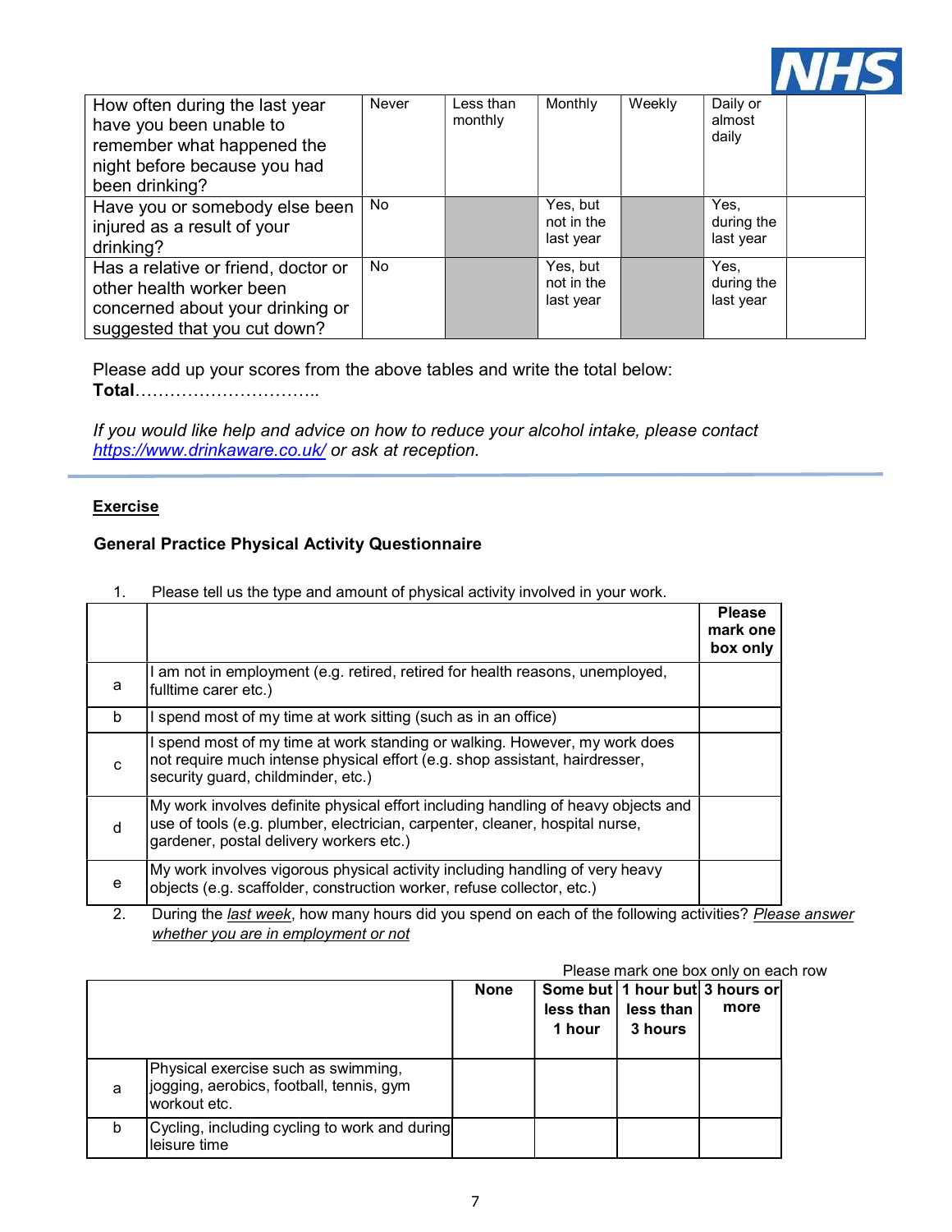| | | | | | | |
|---|---|---|---|---|---|---|
| How often during the last year have you been unable to remember what happened the night before because you had been drinking? | Never | Less than monthly | Monthly | Weekly | Daily or almost daily | |
| Have you or somebody else been injured as a result of your drinking? | No | | Yes, but not in the last year | | Yes, during the last year | |
| Has a relative or friend, doctor or other health worker been concerned about your drinking or suggested that you cut down? | No | | Yes, but not in the last year | | Yes, during the last year | |

Please add up your scores from the above tables and write the total below:
**Total**…………………………..

*If you would like help and advice on how to reduce your alcohol intake, please contact [https://www.drinkaware.co.uk/](https://www.drinkaware.co.uk/) or ask at reception.*

---

**Exercise**

**General Practice Physical Activity Questionnaire**

1. Please tell us the type and amount of physical activity involved in your work.

| | | Please mark one box only |
|---|---|---|
| a | I am not in employment (e.g. retired, retired for health reasons, unemployed, fulltime carer etc.) | |
| b | I spend most of my time at work sitting (such as in an office) | |
| c | I spend most of my time at work standing or walking. However, my work does not require much intense physical effort (e.g. shop assistant, hairdresser, security guard, childminder, etc.) | |
| d | My work involves definite physical effort including handling of heavy objects and use of tools (e.g. plumber, electrician, carpenter, cleaner, hospital nurse, gardener, postal delivery workers etc.) | |
| e | My work involves vigorous physical activity including handling of very heavy objects (e.g. scaffolder, construction worker, refuse collector, etc.) | |

2. During the *last week*, how many hours did you spend on each of the following activities? *Please answer whether you are in employment or not*

Please mark one box only on each row

| | | None | Some but less than 1 hour | 1 hour but less than 3 hours | 3 hours or more |
|---|---|---|---|---|---|
| a | Physical exercise such as swimming, jogging, aerobics, football, tennis, gym workout etc. | | | | |
| b | Cycling, including cycling to work and during leisure time | | | | |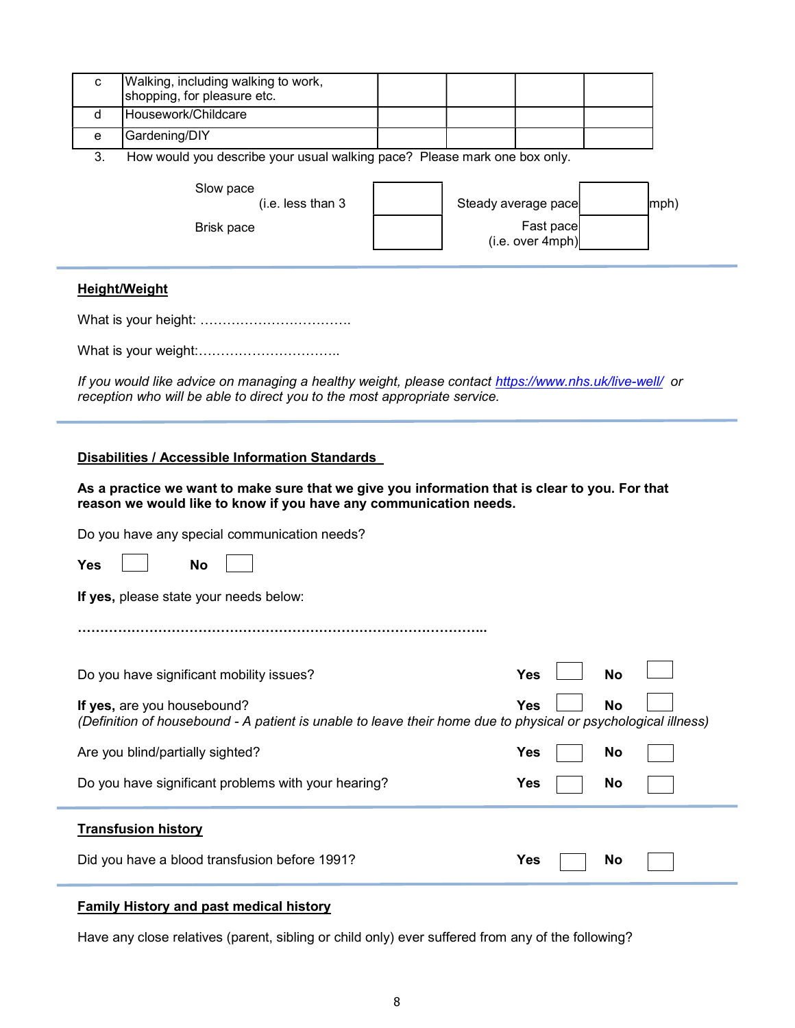| | | | | | |
|---|---|---|---|---|---|
| c | Walking, including walking to work, shopping, for pleasure etc. | | | | |
| d | Housework/Childcare | | | | |
| e | Gardening/DIY | | | | |

3. How would you describe your usual walking pace? Please mark one box only.

| | | | |
|---|---|---|---|
| Slow pace (i.e. less than 3 mph) | | Steady average pace | |
| Brisk pace | | Fast pace (i.e. over 4mph) | |

**Height/Weight**

What is your height: …………………………….

What is your weight:…………………………..

*If you would like advice on managing a healthy weight, please contact https://www.nhs.uk/live-well/ or reception who will be able to direct you to the most appropriate service.*

**Disabilities / Accessible Information Standards**

**As a practice we want to make sure that we give you information that is clear to you. For that reason we would like to know if you have any communication needs.**

Do you have any special communication needs?

**Yes** ☐ **No** ☐

**If yes,** please state your needs below:

**………………………………………………………………………………..**

Do you have significant mobility issues? **Yes** ☐ **No** ☐

**If yes,** are you housebound? **Yes** ☐ **No** ☐

*(Definition of housebound - A patient is unable to leave their home due to physical or psychological illness)*

Are you blind/partially sighted? **Yes** ☐ **No** ☐

Do you have significant problems with your hearing? **Yes** ☐ **No** ☐

**Transfusion history**

Did you have a blood transfusion before 1991? **Yes** ☐ **No** ☐

**Family History and past medical history**

Have any close relatives (parent, sibling or child only) ever suffered from any of the following?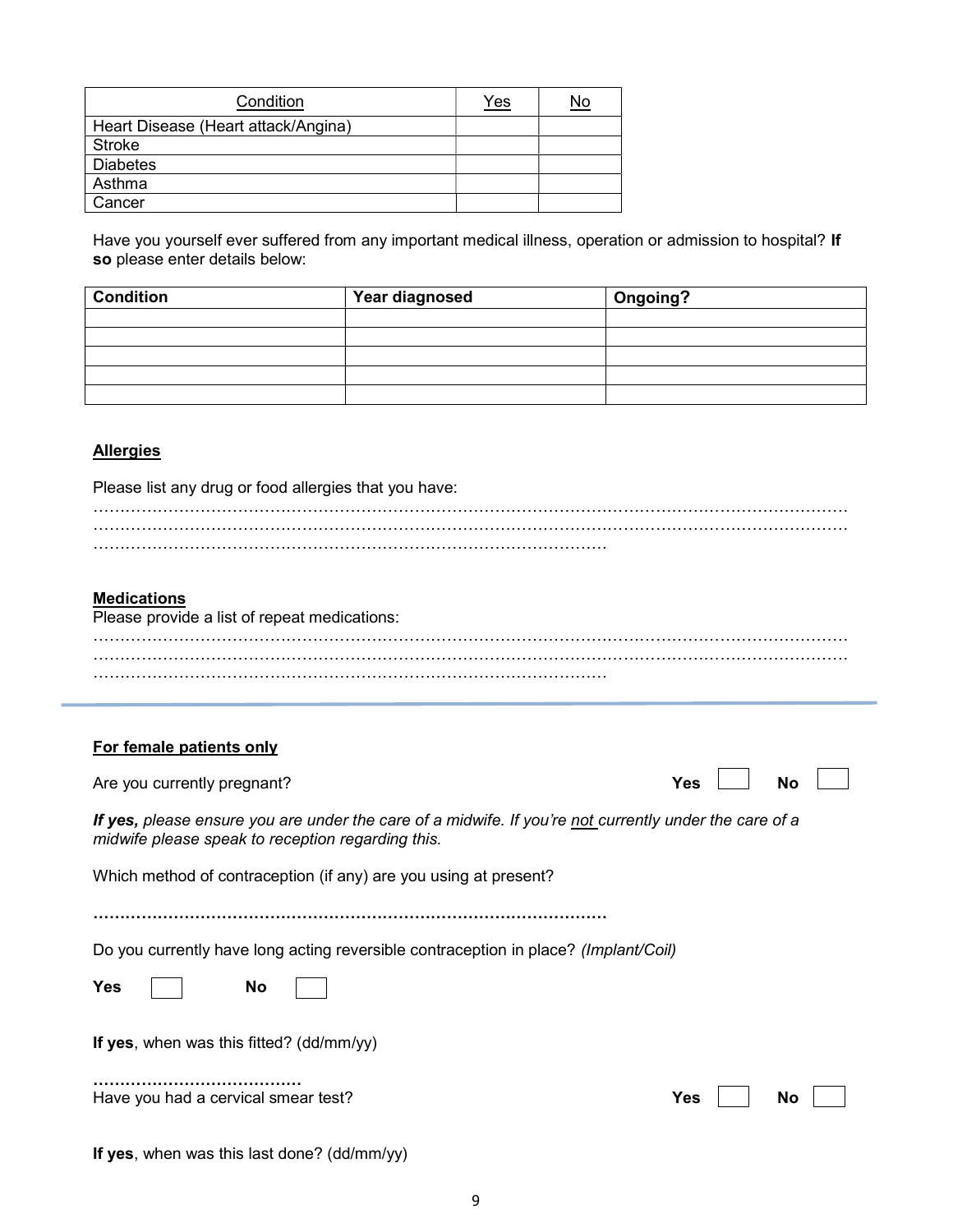| Condition | Yes | No |
| --- | --- | --- |
| Heart Disease (Heart attack/Angina) | | |
| Stroke | | |
| Diabetes | | |
| Asthma | | |
| Cancer | | |

Have you yourself ever suffered from any important medical illness, operation or admission to hospital? **If so** please enter details below:

| Condition | Year diagnosed | Ongoing? |
| --- | --- | --- |
| | | |
| | | |
| | | |
| | | |
| | | |

## Allergies

Please list any drug or food allergies that you have:

…………………………………………………………………………………………………………………………………
…………………………………………………………………………………………………………………………………
………………………………………………………………………………………

## Medications

Please provide a list of repeat medications:

…………………………………………………………………………………………………………………………………
…………………………………………………………………………………………………………………………………
………………………………………………………………………………………

---

## For female patients only

Are you currently pregnant? **Yes** ☐ **No** ☐

***If yes,*** *please ensure you are under the care of a midwife. If you're not currently under the care of a midwife please speak to reception regarding this.*

Which method of contraception (if any) are you using at present?

**………………………………………………………………………………………**

Do you currently have long acting reversible contraception in place? *(Implant/Coil)*

**Yes** ☐ **No** ☐

**If yes**, when was this fitted? (dd/mm/yy)

**…………………………………**

Have you had a cervical smear test? **Yes** ☐ **No** ☐

**If yes**, when was this last done? (dd/mm/yy)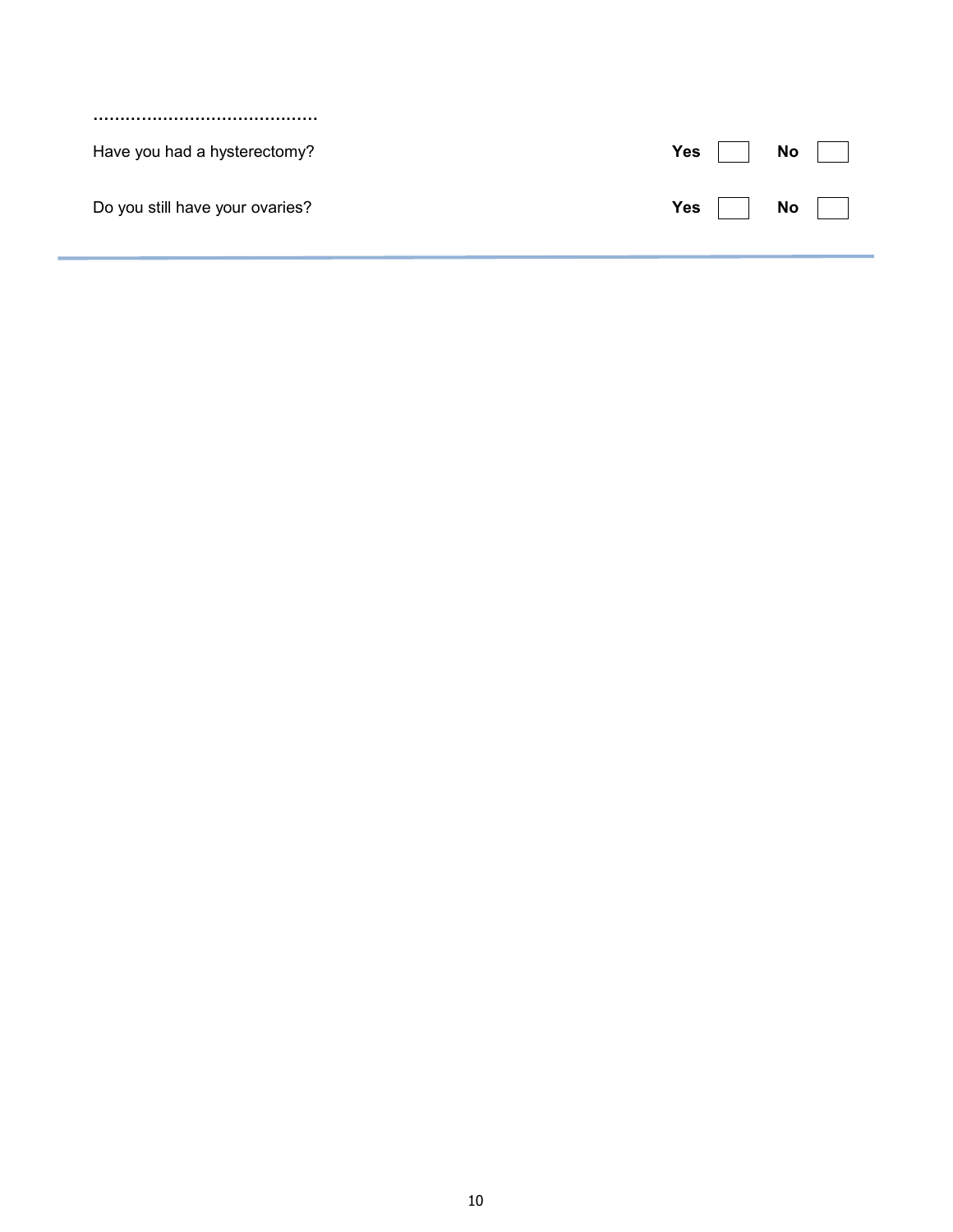……………………………………

Have you had a hysterectomy? **Yes** ☐ **No** ☐

Do you still have your ovaries? **Yes** ☐ **No** ☐